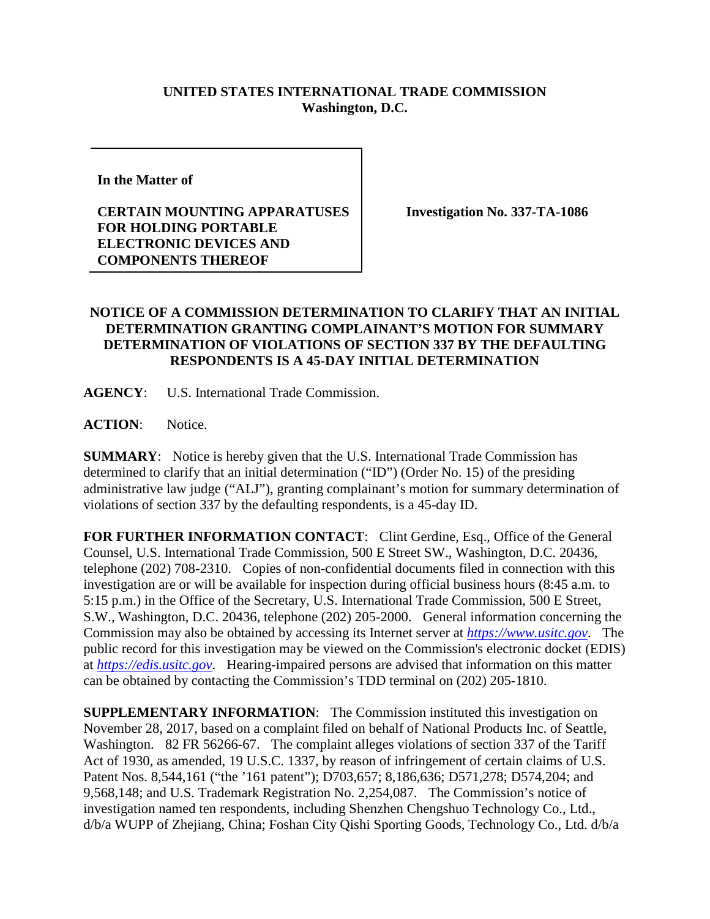**UNITED STATES INTERNATIONAL TRADE COMMISSION**
**Washington, D.C.**

| In the Matter of<br><br>**CERTAIN MOUNTING APPARATUSES FOR HOLDING PORTABLE ELECTRONIC DEVICES AND COMPONENTS THEREOF** | **Investigation No. 337-TA-1086** |
|---|---|

**NOTICE OF A COMMISSION DETERMINATION TO CLARIFY THAT AN INITIAL DETERMINATION GRANTING COMPLAINANT'S MOTION FOR SUMMARY DETERMINATION OF VIOLATIONS OF SECTION 337 BY THE DEFAULTING RESPONDENTS IS A 45-DAY INITIAL DETERMINATION**

**AGENCY**: U.S. International Trade Commission.

**ACTION**: Notice.

**SUMMARY**: Notice is hereby given that the U.S. International Trade Commission has determined to clarify that an initial determination ("ID") (Order No. 15) of the presiding administrative law judge ("ALJ"), granting complainant's motion for summary determination of violations of section 337 by the defaulting respondents, is a 45-day ID.

**FOR FURTHER INFORMATION CONTACT**: Clint Gerdine, Esq., Office of the General Counsel, U.S. International Trade Commission, 500 E Street SW., Washington, D.C. 20436, telephone (202) 708-2310. Copies of non-confidential documents filed in connection with this investigation are or will be available for inspection during official business hours (8:45 a.m. to 5:15 p.m.) in the Office of the Secretary, U.S. International Trade Commission, 500 E Street, S.W., Washington, D.C. 20436, telephone (202) 205-2000. General information concerning the Commission may also be obtained by accessing its Internet server at *https://www.usitc.gov*. The public record for this investigation may be viewed on the Commission's electronic docket (EDIS) at *https://edis.usitc.gov*. Hearing-impaired persons are advised that information on this matter can be obtained by contacting the Commission's TDD terminal on (202) 205-1810.

**SUPPLEMENTARY INFORMATION**: The Commission instituted this investigation on November 28, 2017, based on a complaint filed on behalf of National Products Inc. of Seattle, Washington. 82 FR 56266-67. The complaint alleges violations of section 337 of the Tariff Act of 1930, as amended, 19 U.S.C. 1337, by reason of infringement of certain claims of U.S. Patent Nos. 8,544,161 ("the '161 patent"); D703,657; 8,186,636; D571,278; D574,204; and 9,568,148; and U.S. Trademark Registration No. 2,254,087. The Commission's notice of investigation named ten respondents, including Shenzhen Chengshuo Technology Co., Ltd., d/b/a WUPP of Zhejiang, China; Foshan City Qishi Sporting Goods, Technology Co., Ltd. d/b/a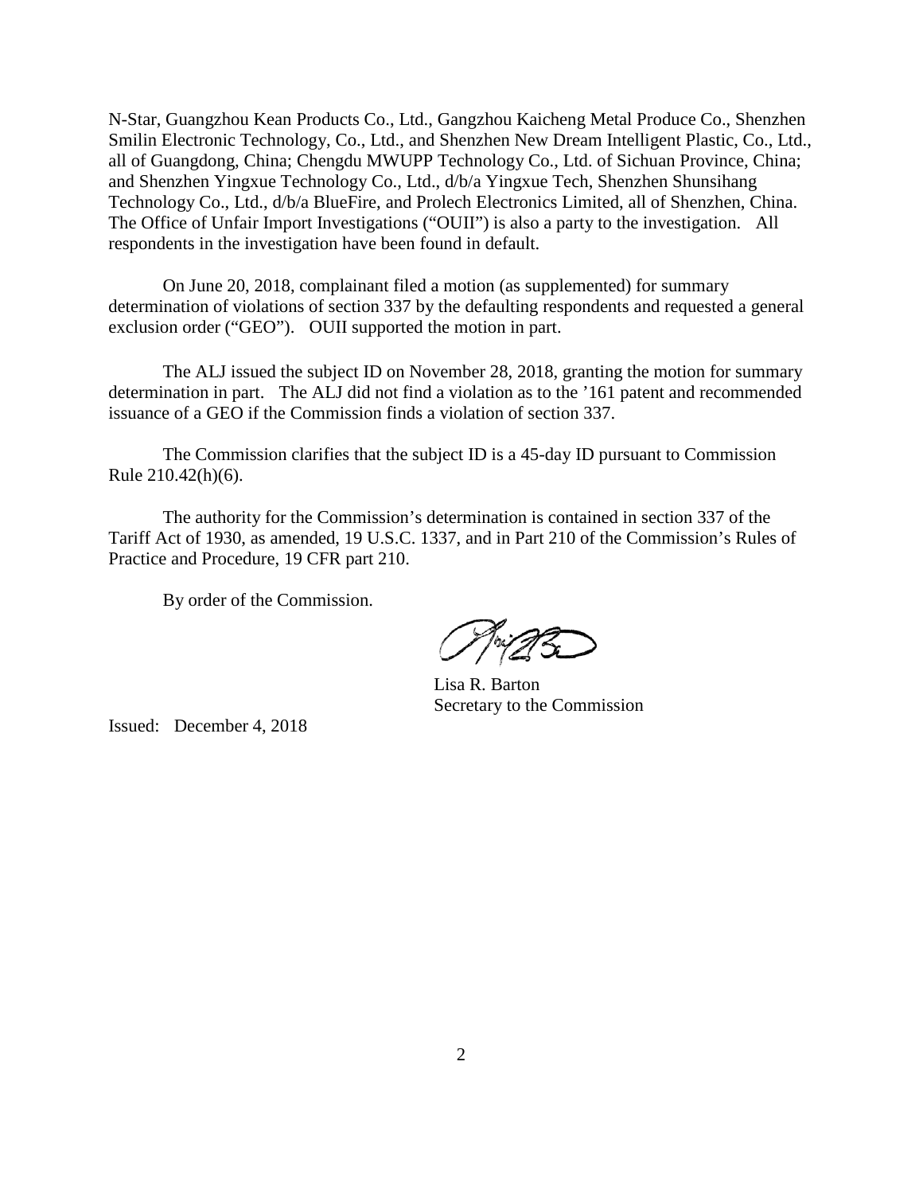N-Star, Guangzhou Kean Products Co., Ltd., Gangzhou Kaicheng Metal Produce Co., Shenzhen Smilin Electronic Technology, Co., Ltd., and Shenzhen New Dream Intelligent Plastic, Co., Ltd., all of Guangdong, China; Chengdu MWUPP Technology Co., Ltd. of Sichuan Province, China; and Shenzhen Yingxue Technology Co., Ltd., d/b/a Yingxue Tech, Shenzhen Shunsihang Technology Co., Ltd., d/b/a BlueFire, and Prolech Electronics Limited, all of Shenzhen, China. The Office of Unfair Import Investigations ("OUII") is also a party to the investigation. All respondents in the investigation have been found in default.

On June 20, 2018, complainant filed a motion (as supplemented) for summary determination of violations of section 337 by the defaulting respondents and requested a general exclusion order ("GEO"). OUII supported the motion in part.

The ALJ issued the subject ID on November 28, 2018, granting the motion for summary determination in part. The ALJ did not find a violation as to the '161 patent and recommended issuance of a GEO if the Commission finds a violation of section 337.

The Commission clarifies that the subject ID is a 45-day ID pursuant to Commission Rule 210.42(h)(6).

The authority for the Commission's determination is contained in section 337 of the Tariff Act of 1930, as amended, 19 U.S.C. 1337, and in Part 210 of the Commission's Rules of Practice and Procedure, 19 CFR part 210.

By order of the Commission.

Lisa R. Barton
Secretary to the Commission

Issued: December 4, 2018